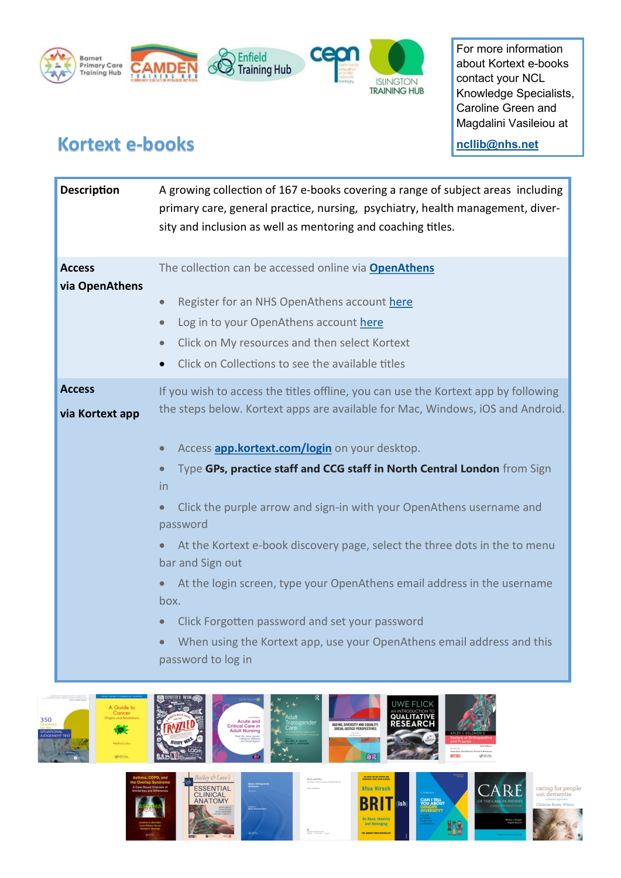For more information about Kortext e-books contact your NCL Knowledge Specialists, Caroline Green and Magdalini Vasileiou at **ncllib@nhs.net**

# Kortext e-books

| | |
|---|---|
| **Description** | A growing collection of 167 e-books covering a range of subject areas including primary care, general practice, nursing, psychiatry, health management, diversity and inclusion as well as mentoring and coaching titles. |
| **Access via OpenAthens** | The collection can be accessed online via **OpenAthens**<br>• Register for an NHS OpenAthens account here<br>• Log in to your OpenAthens account here<br>• Click on My resources and then select Kortext<br>• Click on Collections to see the available titles |
| **Access via Kortext app** | If you wish to access the titles offline, you can use the Kortext app by following the steps below. Kortext apps are available for Mac, Windows, iOS and Android.<br>• Access **app.kortext.com/login** on your desktop.<br>• Type **GPs, practice staff and CCG staff in North Central London** from Sign in<br>• Click the purple arrow and sign-in with your OpenAthens username and password<br>• At the Kortext e-book discovery page, select the three dots in the to menu bar and Sign out<br>• At the login screen, type your OpenAthens email address in the username box.<br>• Click Forgotten password and set your password<br>• When using the Kortext app, use your OpenAthens email address and this password to log in |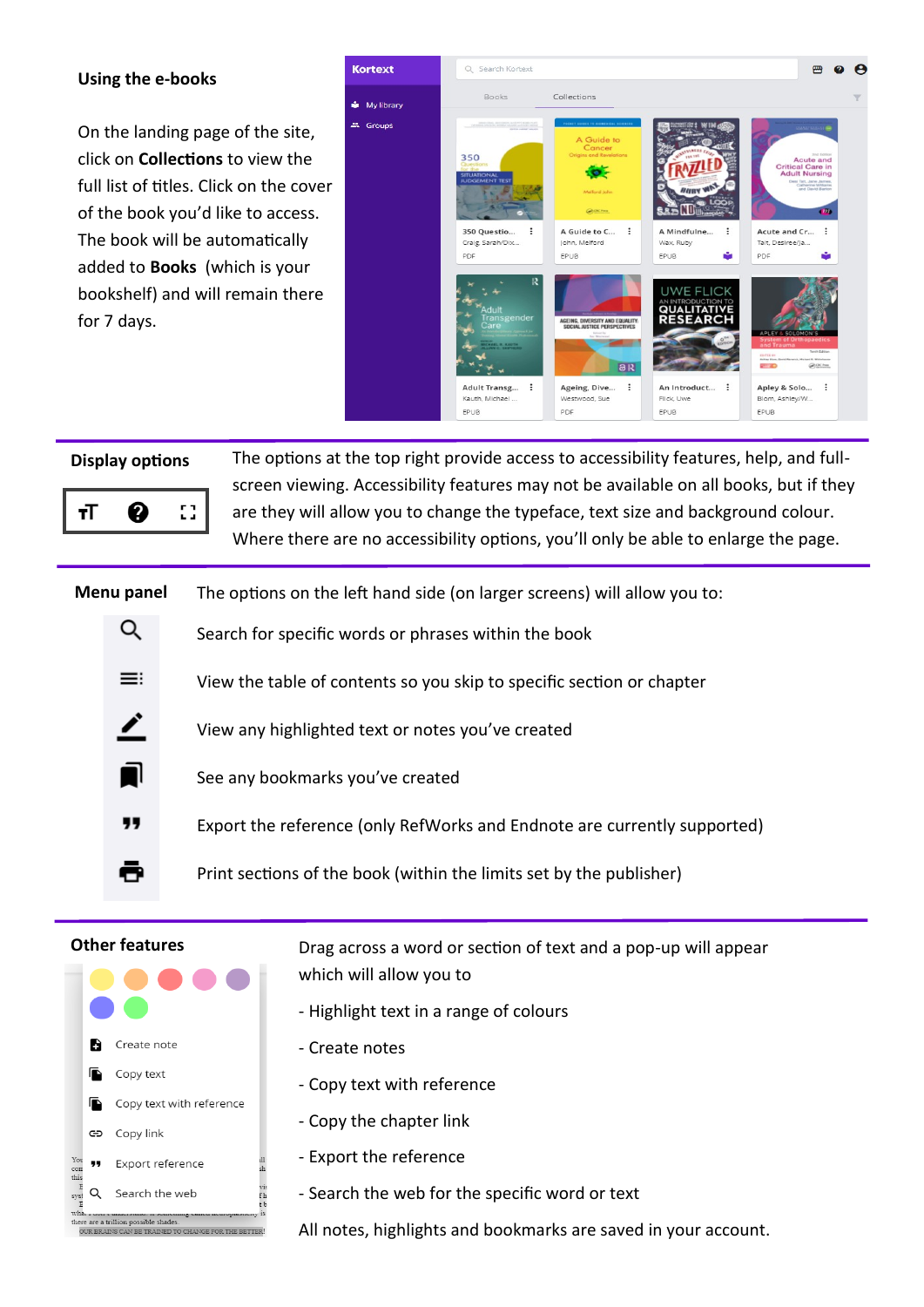## Using the e-books

On the landing page of the site, click on **Collections** to view the full list of titles. Click on the cover of the book you'd like to access. The book will be automatically added to **Books** (which is your bookshelf) and will remain there for 7 days.

## Display options

The options at the top right provide access to accessibility features, help, and full-screen viewing. Accessibility features may not be available on all books, but if they are they will allow you to change the typeface, text size and background colour. Where there are no accessibility options, you'll only be able to enlarge the page.

## Menu panel

The options on the left hand side (on larger screens) will allow you to:

Search for specific words or phrases within the book

View the table of contents so you skip to specific section or chapter

View any highlighted text or notes you've created

See any bookmarks you've created

Export the reference (only RefWorks and Endnote are currently supported)

Print sections of the book (within the limits set by the publisher)

## Other features

Drag across a word or section of text and a pop-up will appear which will allow you to

- Highlight text in a range of colours
- Create notes
- Copy text with reference
- Copy the chapter link
- Export the reference
- Search the web for the specific word or text

All notes, highlights and bookmarks are saved in your account.